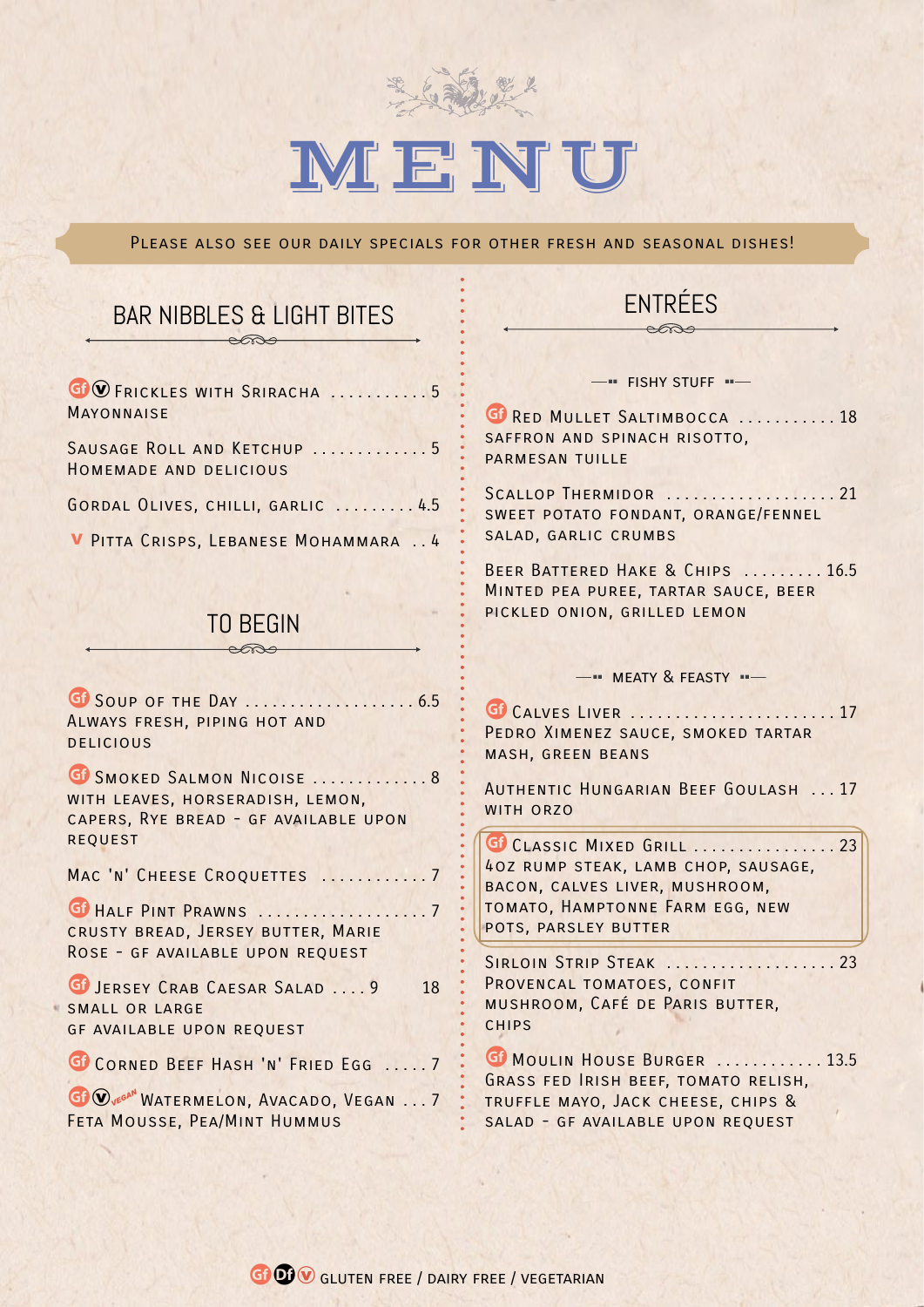# MENU

Please also see our daily specials for other fresh and seasonal dishes!

## BAR NIBBLES & LIGHT BITES

Gf V Frickles with Sriracha Mayonnaise ........... 5

Sausage Roll and Ketchup ............. 5
Homemade and delicious

Gordal Olives, chilli, garlic ......... 4.5

V Pitta Crisps, Lebanese Mohammara .. 4

## TO BEGIN

Gf Soup of the Day .................... 6.5
Always fresh, piping hot and delicious

Gf Smoked Salmon Nicoise ............. 8
with leaves, horseradish, lemon, capers, Rye bread - GF available upon request

Mac 'n' Cheese Croquettes ............ 7

Gf Half Pint Prawns .................... 7
Crusty bread, Jersey butter, Marie Rose - GF available upon request

Gf Jersey Crab Caesar Salad .... 9 18
Small or large
GF available upon request

Gf Corned Beef Hash 'n' Fried Egg ..... 7

Gf V Vegan Watermelon, Avacado, Vegan ... 7
Feta Mousse, Pea/Mint Hummus

## ENTRÉES

### FISHY STUFF

Gf Red Mullet Saltimbocca ........... 18
saffron and spinach risotto, parmesan tuille

Scallop Thermidor ................... 21
sweet potato fondant, orange/fennel salad, garlic crumbs

Beer Battered Hake & Chips ......... 16.5
Minted pea puree, tartar sauce, beer pickled onion, grilled lemon

### MEATY & FEASTY

Gf Calves Liver ....................... 17
Pedro Ximenez sauce, smoked tartar mash, green beans

Authentic Hungarian Beef Goulash ... 17
with orzo

Gf Classic Mixed Grill ................ 23
4oz rump steak, lamb chop, sausage, bacon, calves liver, mushroom, tomato, Hamptonne Farm egg, new pots, parsley butter

Sirloin Strip Steak ................... 23
Provencal tomatoes, confit mushroom, Café de Paris butter, chips

Gf Moulin House Burger ............ 13.5
Grass fed Irish beef, tomato relish, truffle mayo, Jack cheese, chips & salad - GF available upon request

Gf Df V Gluten free / Dairy free / Vegetarian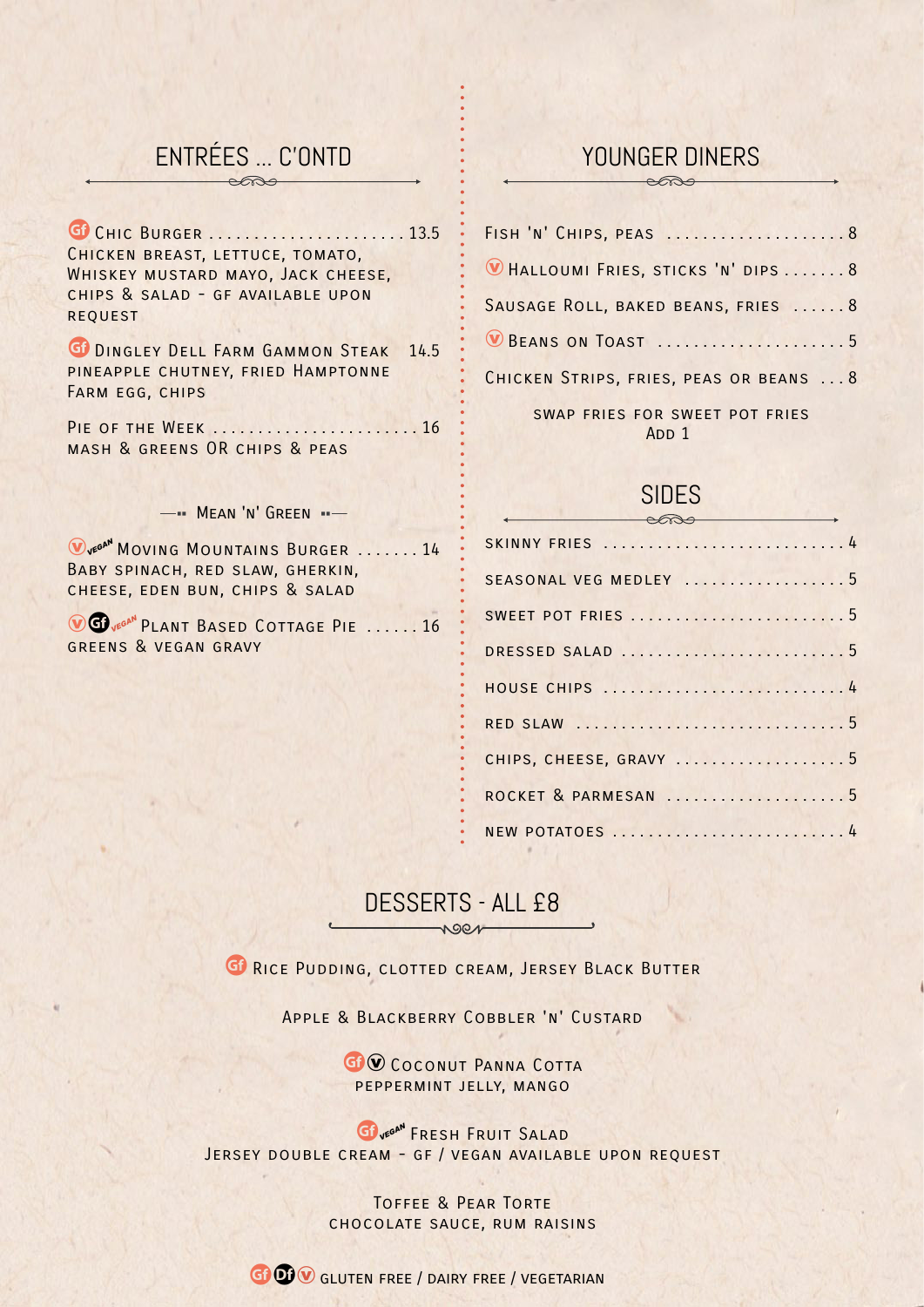## ENTRÉES ... C'ONTD

Gf Chic Burger ...................... 13.5
Chicken breast, lettuce, tomato, Whiskey mustard mayo, Jack cheese, chips & salad - GF available upon request

Gf Dingley Dell Farm Gammon Steak 14.5
pineapple chutney, fried Hamptonne Farm egg, chips

Pie of the Week ...................... 16
mash & greens OR chips & peas

### Mean 'n' Green

V VEGAN Moving Mountains Burger ....... 14
Baby spinach, red slaw, gherkin, cheese, Eden bun, chips & salad

V Gf VEGAN Plant Based Cottage Pie ...... 16
greens & vegan gravy

## YOUNGER DINERS

Fish 'n' Chips, peas .................... 8

V Halloumi Fries, sticks 'n' dips ....... 8

Sausage Roll, baked beans, fries ...... 8

V Beans on Toast ...................... 5

Chicken Strips, fries, peas or beans ... 8

swap fries for sweet pot fries
Add 1

## SIDES

skinny fries .......................... 4

seasonal veg medley .................. 5

sweet pot fries ........................ 5

dressed salad .......................... 5

house chips ............................ 4

red slaw ............................... 5

chips, cheese, gravy .................. 5

rocket & parmesan ..................... 5

new potatoes ........................... 4

## DESSERTS - ALL £8

Gf Rice Pudding, clotted cream, Jersey Black Butter

Apple & Blackberry Cobbler 'n' Custard

Gf V Coconut Panna Cotta
peppermint jelly, mango

Gf VEGAN Fresh Fruit Salad
Jersey double cream - GF / vegan available upon request

Toffee & Pear Torte
chocolate sauce, rum raisins

Gf Df V gluten free / dairy free / vegetarian